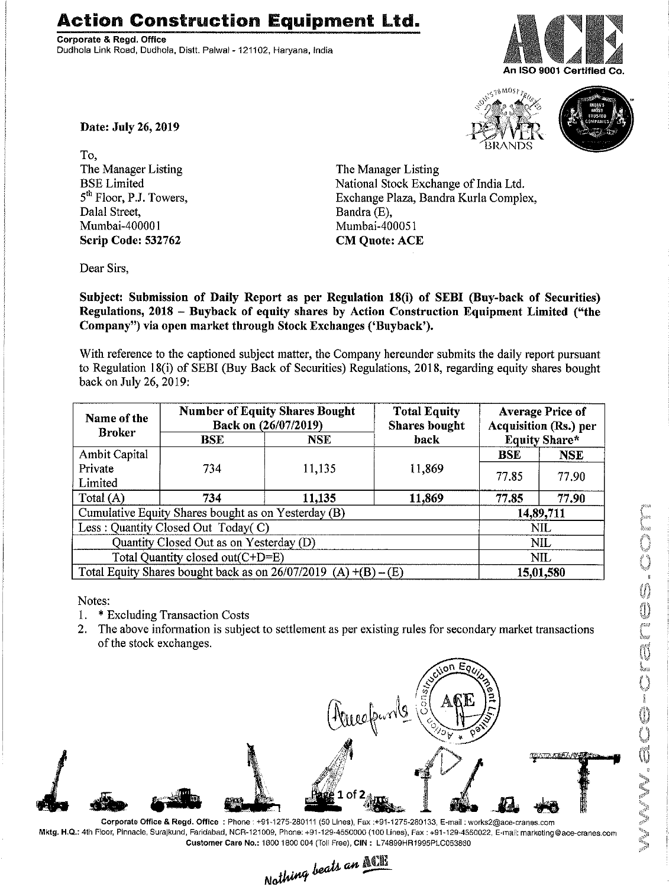# Action Construction Equipment Ltd.

**Corporate & Regd. Office**
Dudhola Link Road, Dudhola, Distt. Palwal - 121102, Haryana, India

An ISO 9001 Certified Co.

**Date: July 26, 2019**

To,

The Manager Listing
BSE Limited
5th Floor, P.J. Towers,
Dalal Street,
Mumbai-400001
**Scrip Code: 532762**

The Manager Listing
National Stock Exchange of India Ltd.
Exchange Plaza, Bandra Kurla Complex,
Bandra (E),
Mumbai-400051
**CM Quote: ACE**

Dear Sirs,

**Subject: Submission of Daily Report as per Regulation 18(i) of SEBI (Buy-back of Securities) Regulations, 2018 – Buyback of equity shares by Action Construction Equipment Limited ("the Company") via open market through Stock Exchanges ('Buyback').**

With reference to the captioned subject matter, the Company hereunder submits the daily report pursuant to Regulation 18(i) of SEBI (Buy Back of Securities) Regulations, 2018, regarding equity shares bought back on July 26, 2019:

| Name of the Broker | Number of Equity Shares Bought Back on (26/07/2019) | | Total Equity Shares bought back | Average Price of Acquisition (Rs.) per Equity Share* | |
|---|---|---|---|---|---|
| | BSE | NSE | | BSE | NSE |
| Ambit Capital Private Limited | 734 | 11,135 | 11,869 | 77.85 | 77.90 |
| **Total (A)** | **734** | **11,135** | **11,869** | **77.85** | **77.90** |
| Cumulative Equity Shares bought as on Yesterday (B) | | | | **14,89,711** | |
| Less : Quantity Closed Out Today( C) | | | | NIL | |
| Quantity Closed Out as on Yesterday (D) | | | | NIL | |
| Total Quantity closed out(C+D=E) | | | | NIL | |
| Total Equity Shares bought back as on 26/07/2019 (A) +(B) – (E) | | | | **15,01,580** | |

Notes:

1. * Excluding Transaction Costs
2. The above information is subject to settlement as per existing rules for secondary market transactions of the stock exchanges.

**Corporate Office & Regd. Office** : Phone : +91-1275-280111 (50 Lines), Fax :+91-1275-280133, E-mail : works2@ace-cranes.com
**Mktg. H.Q.:** 4th Floor, Pinnacle, Surajkund, Faridabad, NCR-121009, Phone: +91-129-4550000 (100 Lines), Fax : +91-129-4550022, E-mail: marketing@ace-cranes.com
**Customer Care No.:** 1800 1800 004 (Toll Free), **CIN :** L74899HR1995PLC053860

*Nothing beats an ACE*

www.ace-cranes.com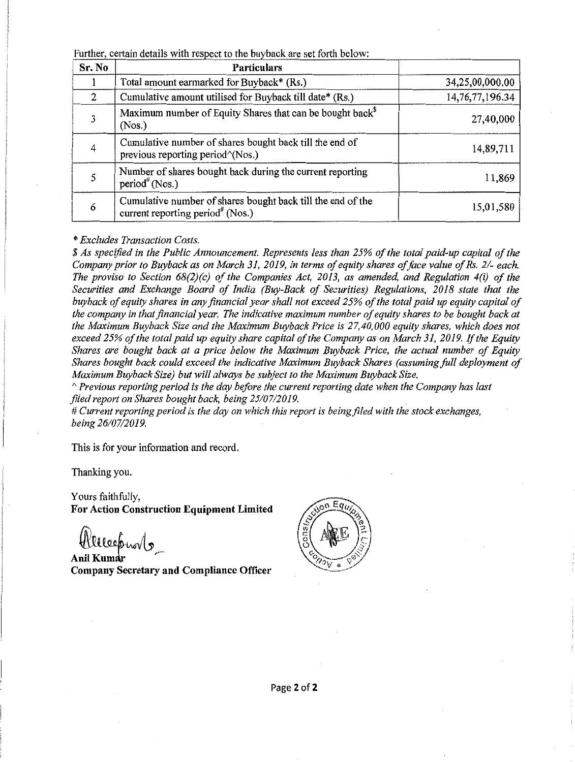Further, certain details with respect to the buyback are set forth below:

| Sr. No | Particulars | |
|---|---|---|
| 1 | Total amount earmarked for Buyback* (Rs.) | 34,25,00,000.00 |
| 2 | Cumulative amount utilised for Buyback till date* (Rs.) | 14,76,77,196.34 |
| 3 | Maximum number of Equity Shares that can be bought back$ (Nos.) | 27,40,000 |
| 4 | Cumulative number of shares bought back till the end of previous reporting period^(Nos.) | 14,89,711 |
| 5 | Number of shares bought back during the current reporting period# (Nos.) | 11,869 |
| 6 | Cumulative number of shares bought back till the end of the current reporting period# (Nos.) | 15,01,580 |

*\* Excludes Transaction Costs.*

*$ As specified in the Public Announcement. Represents less than 25% of the total paid-up capital of the Company prior to Buyback as on March 31, 2019, in terms of equity shares of face value of Rs. 2/- each. The proviso to Section 68(2)(c) of the Companies Act, 2013, as amended, and Regulation 4(i) of the Securities and Exchange Board of India (Buy-Back of Securities) Regulations, 2018 state that the buyback of equity shares in any financial year shall not exceed 25% of the total paid up equity capital of the company in that financial year. The indicative maximum number of equity shares to be bought back at the Maximum Buyback Size and the Maximum Buyback Price is 27,40,000 equity shares, which does not exceed 25% of the total paid up equity share capital of the Company as on March 31, 2019. If the Equity Shares are bought back at a price below the Maximum Buyback Price, the actual number of Equity Shares bought back could exceed the indicative Maximum Buyback Shares (assuming full deployment of Maximum Buyback Size) but will always be subject to the Maximum Buyback Size.*

*^ Previous reporting period is the day before the current reporting date when the Company has last filed report on Shares bought back, being 25/07/2019.*

*# Current reporting period is the day on which this report is being filed with the stock exchanges, being 26/07/2019.*

This is for your information and record.

Thanking you.

Yours faithfully,
**For Action Construction Equipment Limited**

**Anil Kumar**
**Company Secretary and Compliance Officer**